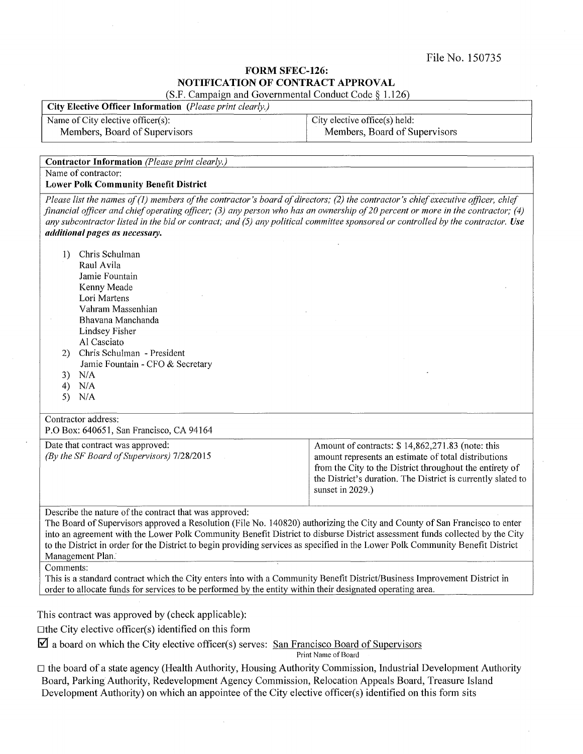File No. 150735

# FORM SFEC-126:
# NOTIFICATION OF CONTRACT APPROVAL

(S.F. Campaign and Governmental Conduct Code § 1.126)

| **City Elective Officer Information** *(Please print clearly.)* | |
|---|---|
| Name of City elective officer(s): Members, Board of Supervisors | City elective office(s) held: Members, Board of Supervisors |

**Contractor Information** *(Please print clearly.)*

Name of contractor:
**Lower Polk Community Benefit District**

*Please list the names of (1) members of the contractor's board of directors; (2) the contractor's chief executive officer, chief financial officer and chief operating officer; (3) any person who has an ownership of 20 percent or more in the contractor; (4) any subcontractor listed in the bid or contract; and (5) any political committee sponsored or controlled by the contractor.* ***Use additional pages as necessary.***

1) Chris Schulman
   Raul Avila
   Jamie Fountain
   Kenny Meade
   Lori Martens
   Vahram Massenhian
   Bhavana Manchanda
   Lindsey Fisher
   Al Casciato
2) Chris Schulman - President
   Jamie Fountain - CFO & Secretary
3) N/A
4) N/A
5) N/A

Contractor address:
P.O Box: 640651, San Francisco, CA 94164

| Date that contract was approved: *(By the SF Board of Supervisors)* 7/28/2015 | Amount of contracts: $ 14,862,271.83 (note: this amount represents an estimate of total distributions from the City to the District throughout the entirety of the District's duration. The District is currently slated to sunset in 2029.) |
|---|---|

Describe the nature of the contract that was approved:
The Board of Supervisors approved a Resolution (File No. 140820) authorizing the City and County of San Francisco to enter into an agreement with the Lower Polk Community Benefit District to disburse District assessment funds collected by the City to the District in order for the District to begin providing services as specified in the Lower Polk Community Benefit District Management Plan.

Comments:
This is a standard contract which the City enters into with a Community Benefit District/Business Improvement District in order to allocate funds for services to be performed by the entity within their designated operating area.

This contract was approved by (check applicable):

☐ the City elective officer(s) identified on this form

☑ a board on which the City elective officer(s) serves: San Francisco Board of Supervisors
Print Name of Board

☐ the board of a state agency (Health Authority, Housing Authority Commission, Industrial Development Authority Board, Parking Authority, Redevelopment Agency Commission, Relocation Appeals Board, Treasure Island Development Authority) on which an appointee of the City elective officer(s) identified on this form sits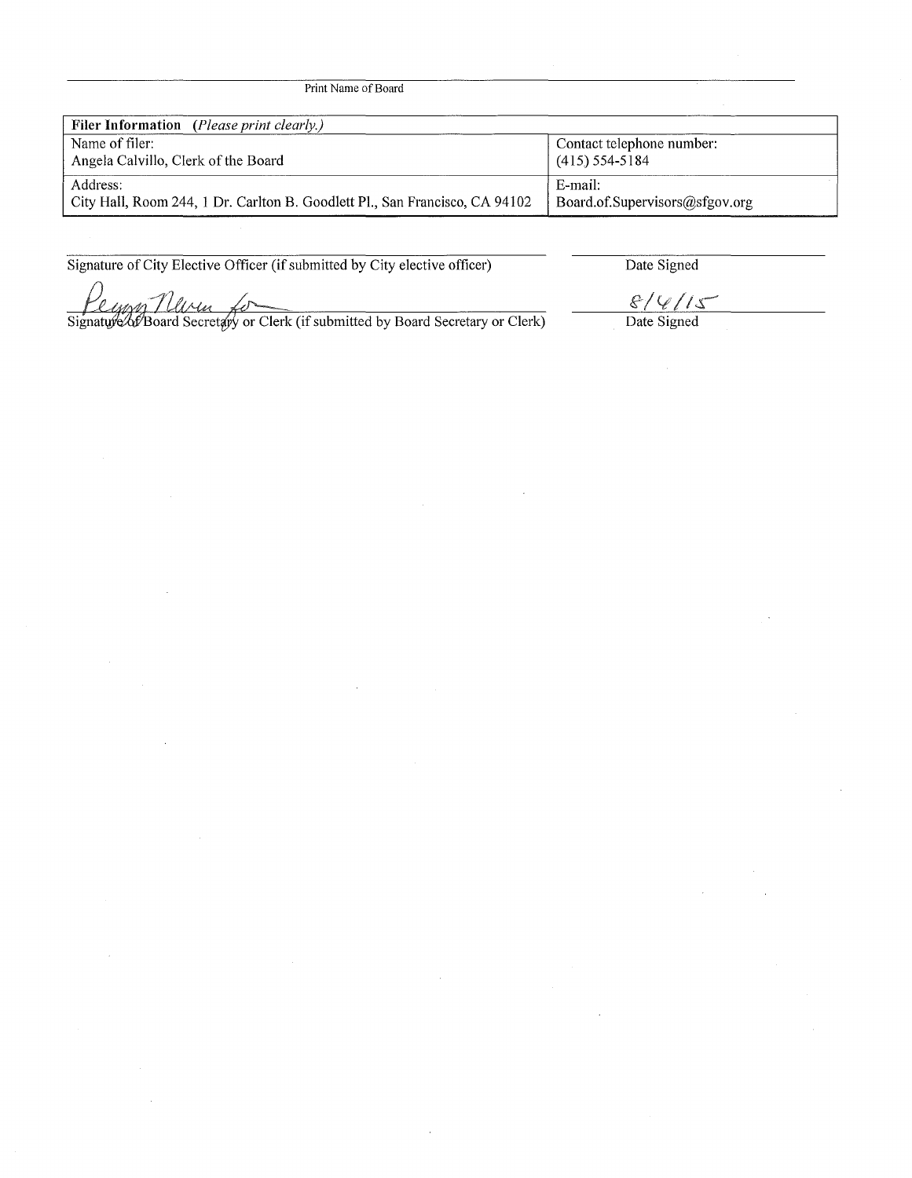Print Name of Board

| **Filer Information** (*Please print clearly.*) | |
|---|---|
| Name of filer:<br>Angela Calvillo, Clerk of the Board | Contact telephone number:<br>(415) 554-5184 |
| Address:<br>City Hall, Room 244, 1 Dr. Carlton B. Goodlett Pl., San Francisco, CA 94102 | E-mail:<br>Board.of.Supervisors@sfgov.org |

Signature of City Elective Officer (if submitted by City elective officer) — Date Signed

Peggy Nevin for

Signature of Board Secretary or Clerk (if submitted by Board Secretary or Clerk) — 8/4/15 — Date Signed